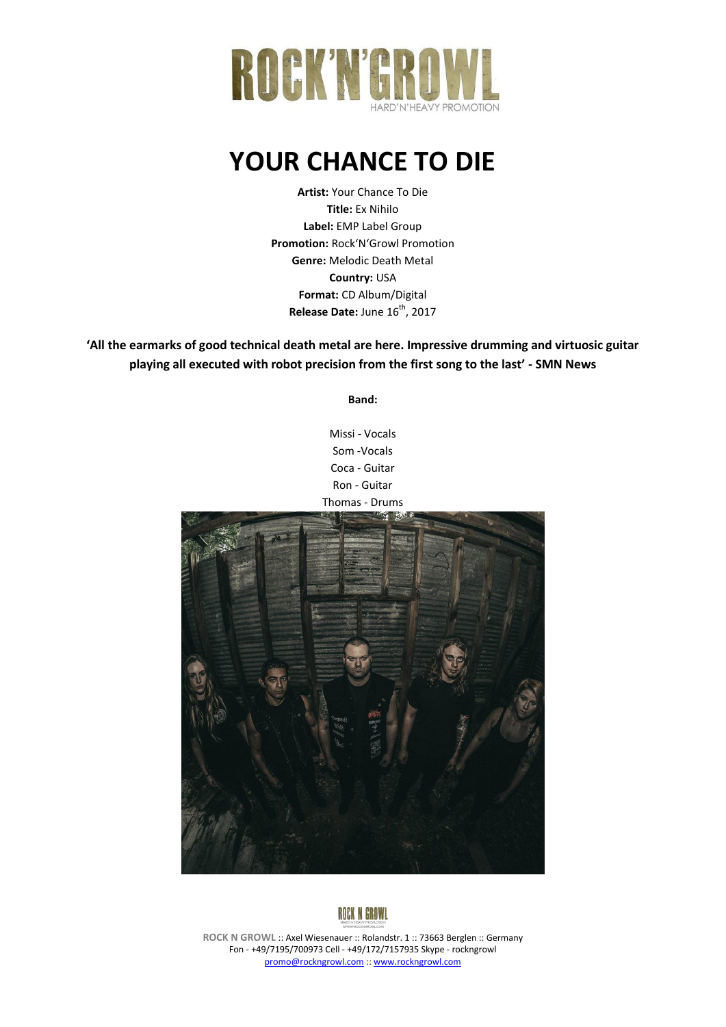# YOUR CHANCE TO DIE

**Artist:** Your Chance To Die
**Title:** Ex Nihilo
**Label:** EMP Label Group
**Promotion:** Rock'N'Growl Promotion
**Genre:** Melodic Death Metal
**Country:** USA
**Format:** CD Album/Digital
**Release Date:** June 16th, 2017

**'All the earmarks of good technical death metal are here. Impressive drumming and virtuosic guitar playing all executed with robot precision from the first song to the last' - SMN News**

**Band:**

Missi - Vocals
Som -Vocals
Coca - Guitar
Ron - Guitar
Thomas - Drums

ROCK N GROWL :: Axel Wiesenauer :: Rolandstr. 1 :: 73663 Berglen :: Germany
Fon - +49/7195/700973 Cell - +49/172/7157935 Skype - rockngrowl
promo@rockngrowl.com :: www.rockngrowl.com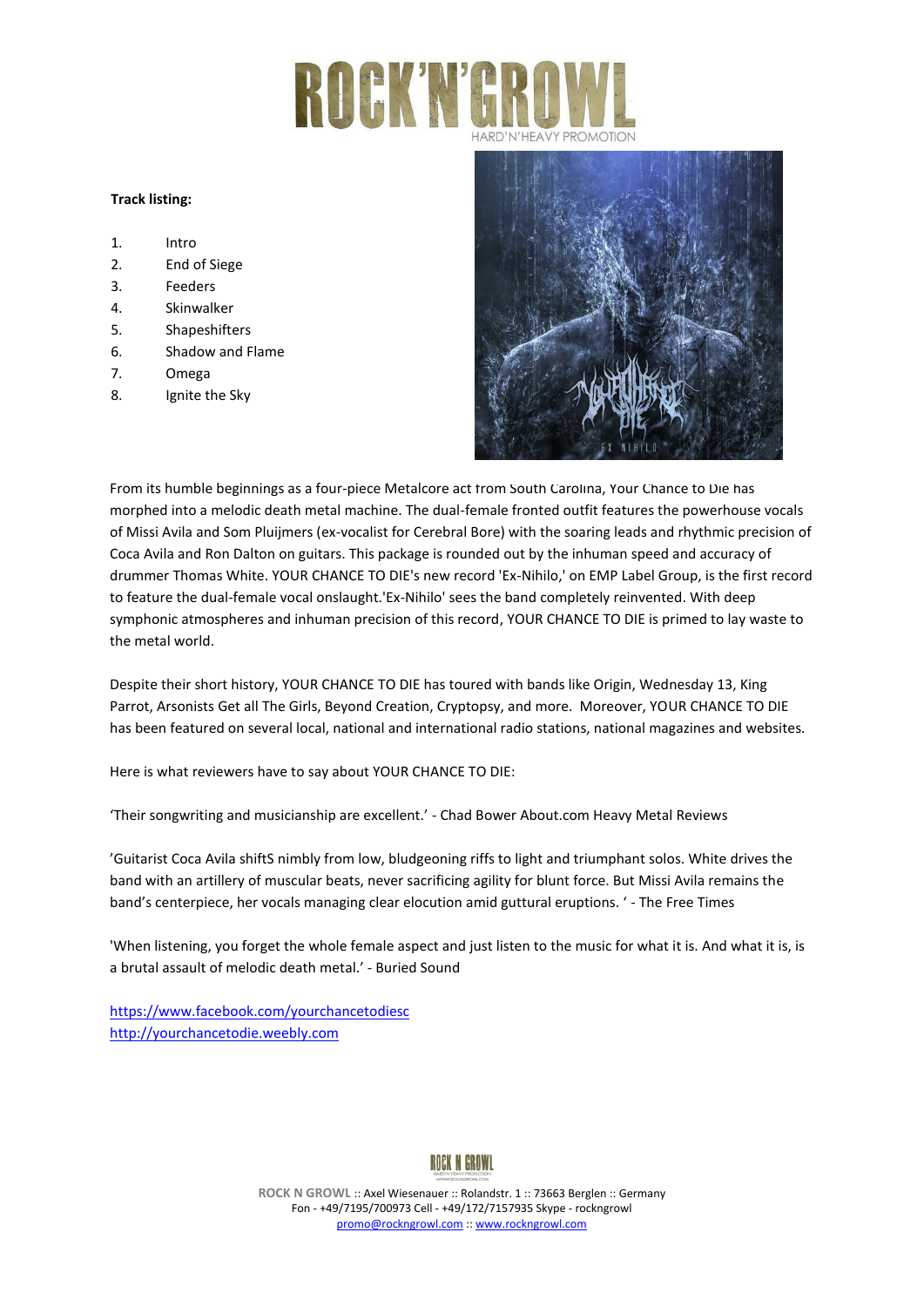**Track listing:**

1. Intro
2. End of Siege
3. Feeders
4. Skinwalker
5. Shapeshifters
6. Shadow and Flame
7. Omega
8. Ignite the Sky

From its humble beginnings as a four-piece Metalcore act from South Carolina, Your Chance to Die has morphed into a melodic death metal machine. The dual-female fronted outfit features the powerhouse vocals of Missi Avila and Som Pluijmers (ex-vocalist for Cerebral Bore) with the soaring leads and rhythmic precision of Coca Avila and Ron Dalton on guitars. This package is rounded out by the inhuman speed and accuracy of drummer Thomas White. YOUR CHANCE TO DIE's new record 'Ex-Nihilo,' on EMP Label Group, is the first record to feature the dual-female vocal onslaught.'Ex-Nihilo' sees the band completely reinvented. With deep symphonic atmospheres and inhuman precision of this record, YOUR CHANCE TO DIE is primed to lay waste to the metal world.

Despite their short history, YOUR CHANCE TO DIE has toured with bands like Origin, Wednesday 13, King Parrot, Arsonists Get all The Girls, Beyond Creation, Cryptopsy, and more. Moreover, YOUR CHANCE TO DIE has been featured on several local, national and international radio stations, national magazines and websites.

Here is what reviewers have to say about YOUR CHANCE TO DIE:

'Their songwriting and musicianship are excellent.' - Chad Bower About.com Heavy Metal Reviews

'Guitarist Coca Avila shiftS nimbly from low, bludgeoning riffs to light and triumphant solos. White drives the band with an artillery of muscular beats, never sacrificing agility for blunt force. But Missi Avila remains the band's centerpiece, her vocals managing clear elocution amid guttural eruptions. ' - The Free Times

'When listening, you forget the whole female aspect and just listen to the music for what it is. And what it is, is a brutal assault of melodic death metal.' - Buried Sound

https://www.facebook.com/yourchancetodiesc
http://yourchancetodie.weebly.com